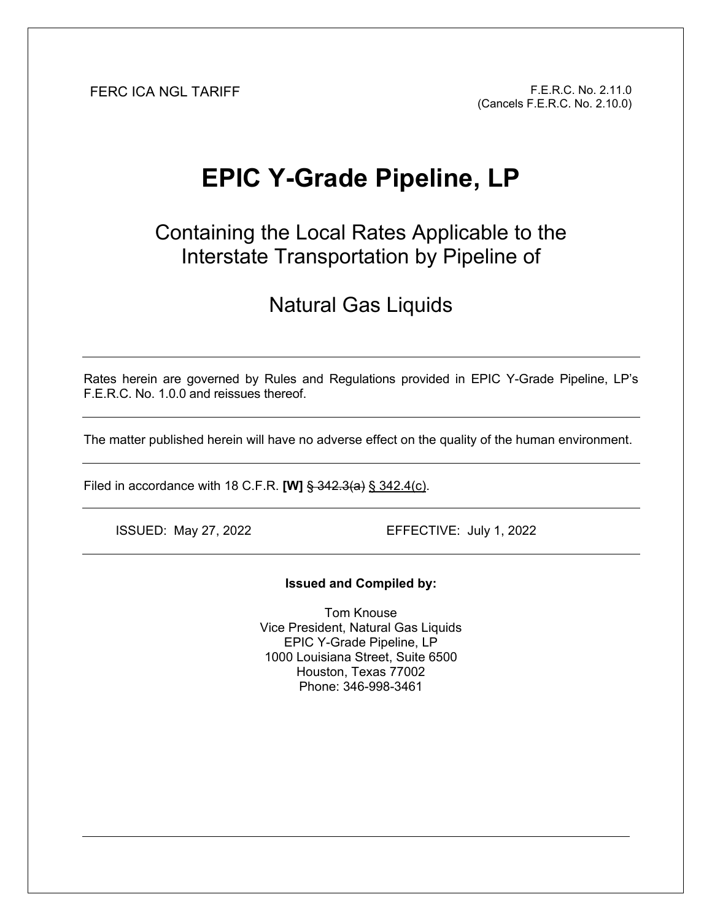FERC ICA NGL TARIFF

F.E.R.C. No. 2.11.0
(Cancels F.E.R.C. No. 2.10.0)

# EPIC Y-Grade Pipeline, LP

## Containing the Local Rates Applicable to the Interstate Transportation by Pipeline of

## Natural Gas Liquids

---

Rates herein are governed by Rules and Regulations provided in EPIC Y-Grade Pipeline, LP's F.E.R.C. No. 1.0.0 and reissues thereof.

---

The matter published herein will have no adverse effect on the quality of the human environment.

---

Filed in accordance with 18 C.F.R. **[W]** ~~§ 342.3(a)~~ <u>§ 342.4(c)</u>.

---

ISSUED: May 27, 2022 EFFECTIVE: July 1, 2022

---

**Issued and Compiled by:**

Tom Knouse
Vice President, Natural Gas Liquids
EPIC Y-Grade Pipeline, LP
1000 Louisiana Street, Suite 6500
Houston, Texas 77002
Phone: 346-998-3461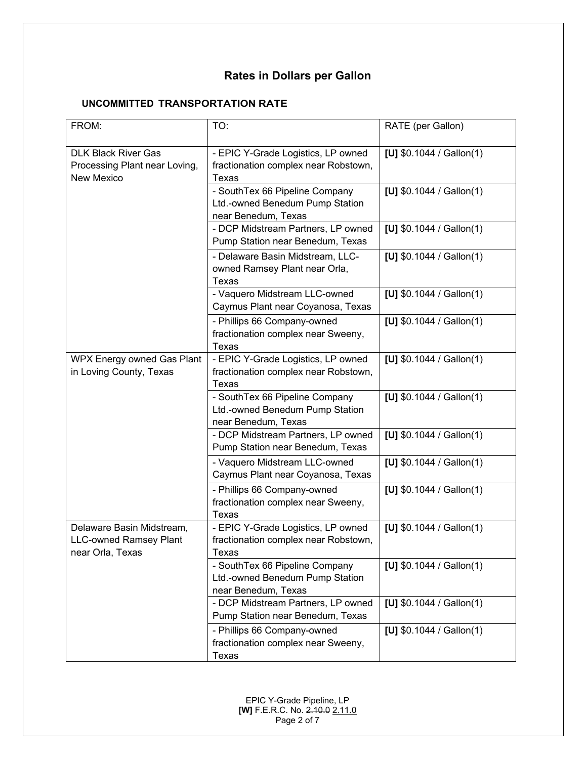## Rates in Dollars per Gallon

### UNCOMMITTED TRANSPORTATION RATE

| FROM: | TO: | RATE (per Gallon) |
|---|---|---|
| DLK Black River Gas Processing Plant near Loving, New Mexico | - EPIC Y-Grade Logistics, LP owned fractionation complex near Robstown, Texas | **[U]** $0.1044 / Gallon(1) |
| | - SouthTex 66 Pipeline Company Ltd.-owned Benedum Pump Station near Benedum, Texas | **[U]** $0.1044 / Gallon(1) |
| | - DCP Midstream Partners, LP owned Pump Station near Benedum, Texas | **[U]** $0.1044 / Gallon(1) |
| | - Delaware Basin Midstream, LLC-owned Ramsey Plant near Orla, Texas | **[U]** $0.1044 / Gallon(1) |
| | - Vaquero Midstream LLC-owned Caymus Plant near Coyanosa, Texas | **[U]** $0.1044 / Gallon(1) |
| | - Phillips 66 Company-owned fractionation complex near Sweeny, Texas | **[U]** $0.1044 / Gallon(1) |
| WPX Energy owned Gas Plant in Loving County, Texas | - EPIC Y-Grade Logistics, LP owned fractionation complex near Robstown, Texas | **[U]** $0.1044 / Gallon(1) |
| | - SouthTex 66 Pipeline Company Ltd.-owned Benedum Pump Station near Benedum, Texas | **[U]** $0.1044 / Gallon(1) |
| | - DCP Midstream Partners, LP owned Pump Station near Benedum, Texas | **[U]** $0.1044 / Gallon(1) |
| | - Vaquero Midstream LLC-owned Caymus Plant near Coyanosa, Texas | **[U]** $0.1044 / Gallon(1) |
| | - Phillips 66 Company-owned fractionation complex near Sweeny, Texas | **[U]** $0.1044 / Gallon(1) |
| Delaware Basin Midstream, LLC-owned Ramsey Plant near Orla, Texas | - EPIC Y-Grade Logistics, LP owned fractionation complex near Robstown, Texas | **[U]** $0.1044 / Gallon(1) |
| | - SouthTex 66 Pipeline Company Ltd.-owned Benedum Pump Station near Benedum, Texas | **[U]** $0.1044 / Gallon(1) |
| | - DCP Midstream Partners, LP owned Pump Station near Benedum, Texas | **[U]** $0.1044 / Gallon(1) |
| | - Phillips 66 Company-owned fractionation complex near Sweeny, Texas | **[U]** $0.1044 / Gallon(1) |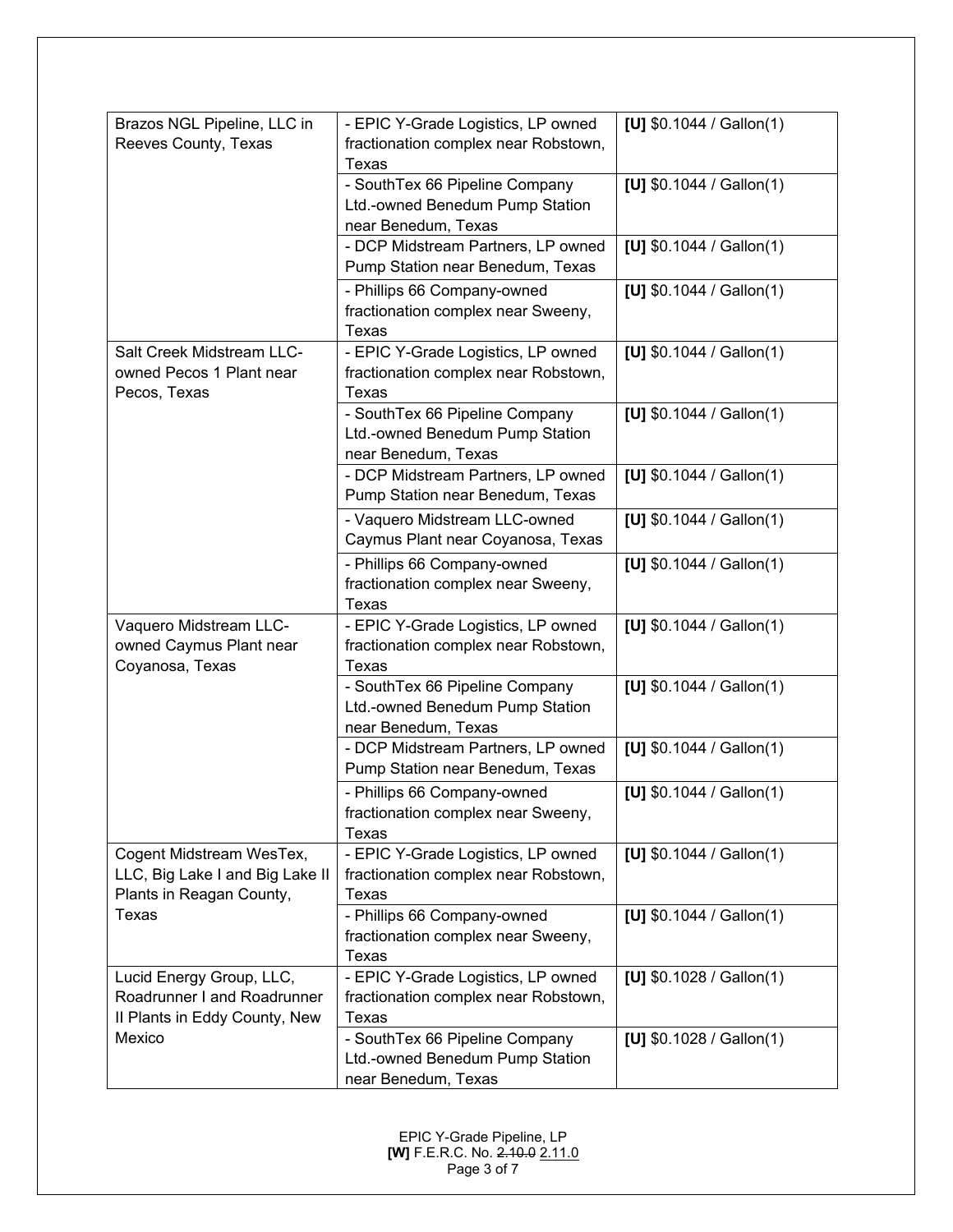| | | |
|---|---|---|
| Brazos NGL Pipeline, LLC in Reeves County, Texas | - EPIC Y-Grade Logistics, LP owned fractionation complex near Robstown, Texas | **[U]** $0.1044 / Gallon(1) |
| | - SouthTex 66 Pipeline Company Ltd.-owned Benedum Pump Station near Benedum, Texas | **[U]** $0.1044 / Gallon(1) |
| | - DCP Midstream Partners, LP owned Pump Station near Benedum, Texas | **[U]** $0.1044 / Gallon(1) |
| | - Phillips 66 Company-owned fractionation complex near Sweeny, Texas | **[U]** $0.1044 / Gallon(1) |
| Salt Creek Midstream LLC-owned Pecos 1 Plant near Pecos, Texas | - EPIC Y-Grade Logistics, LP owned fractionation complex near Robstown, Texas | **[U]** $0.1044 / Gallon(1) |
| | - SouthTex 66 Pipeline Company Ltd.-owned Benedum Pump Station near Benedum, Texas | **[U]** $0.1044 / Gallon(1) |
| | - DCP Midstream Partners, LP owned Pump Station near Benedum, Texas | **[U]** $0.1044 / Gallon(1) |
| | - Vaquero Midstream LLC-owned Caymus Plant near Coyanosa, Texas | **[U]** $0.1044 / Gallon(1) |
| | - Phillips 66 Company-owned fractionation complex near Sweeny, Texas | **[U]** $0.1044 / Gallon(1) |
| Vaquero Midstream LLC-owned Caymus Plant near Coyanosa, Texas | - EPIC Y-Grade Logistics, LP owned fractionation complex near Robstown, Texas | **[U]** $0.1044 / Gallon(1) |
| | - SouthTex 66 Pipeline Company Ltd.-owned Benedum Pump Station near Benedum, Texas | **[U]** $0.1044 / Gallon(1) |
| | - DCP Midstream Partners, LP owned Pump Station near Benedum, Texas | **[U]** $0.1044 / Gallon(1) |
| | - Phillips 66 Company-owned fractionation complex near Sweeny, Texas | **[U]** $0.1044 / Gallon(1) |
| Cogent Midstream WesTex, LLC, Big Lake I and Big Lake II Plants in Reagan County, Texas | - EPIC Y-Grade Logistics, LP owned fractionation complex near Robstown, Texas | **[U]** $0.1044 / Gallon(1) |
| | - Phillips 66 Company-owned fractionation complex near Sweeny, Texas | **[U]** $0.1044 / Gallon(1) |
| Lucid Energy Group, LLC, Roadrunner I and Roadrunner II Plants in Eddy County, New Mexico | - EPIC Y-Grade Logistics, LP owned fractionation complex near Robstown, Texas | **[U]** $0.1028 / Gallon(1) |
| | - SouthTex 66 Pipeline Company Ltd.-owned Benedum Pump Station near Benedum, Texas | **[U]** $0.1028 / Gallon(1) |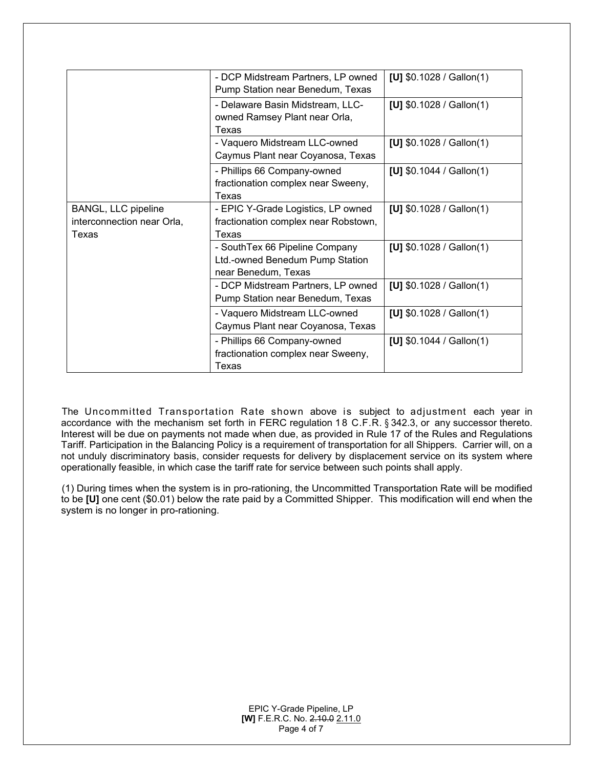| | | |
|---|---|---|
| | - DCP Midstream Partners, LP owned Pump Station near Benedum, Texas | **[U]** \$0.1028 / Gallon(1) |
| | - Delaware Basin Midstream, LLC-owned Ramsey Plant near Orla, Texas | **[U]** \$0.1028 / Gallon(1) |
| | - Vaquero Midstream LLC-owned Caymus Plant near Coyanosa, Texas | **[U]** \$0.1028 / Gallon(1) |
| | - Phillips 66 Company-owned fractionation complex near Sweeny, Texas | **[U]** \$0.1044 / Gallon(1) |
| BANGL, LLC pipeline interconnection near Orla, Texas | - EPIC Y-Grade Logistics, LP owned fractionation complex near Robstown, Texas | **[U]** \$0.1028 / Gallon(1) |
| | - SouthTex 66 Pipeline Company Ltd.-owned Benedum Pump Station near Benedum, Texas | **[U]** \$0.1028 / Gallon(1) |
| | - DCP Midstream Partners, LP owned Pump Station near Benedum, Texas | **[U]** \$0.1028 / Gallon(1) |
| | - Vaquero Midstream LLC-owned Caymus Plant near Coyanosa, Texas | **[U]** \$0.1028 / Gallon(1) |
| | - Phillips 66 Company-owned fractionation complex near Sweeny, Texas | **[U]** \$0.1044 / Gallon(1) |

The Uncommitted Transportation Rate shown above is subject to adjustment each year in accordance with the mechanism set forth in FERC regulation 18 C.F.R. § 342.3, or any successor thereto. Interest will be due on payments not made when due, as provided in Rule 17 of the Rules and Regulations Tariff. Participation in the Balancing Policy is a requirement of transportation for all Shippers. Carrier will, on a not unduly discriminatory basis, consider requests for delivery by displacement service on its system where operationally feasible, in which case the tariff rate for service between such points shall apply.

(1) During times when the system is in pro-rationing, the Uncommitted Transportation Rate will be modified to be **[U]** one cent (\$0.01) below the rate paid by a Committed Shipper. This modification will end when the system is no longer in pro-rationing.

EPIC Y-Grade Pipeline, LP
**[W]** F.E.R.C. No. ~~2.10.0~~ 2.11.0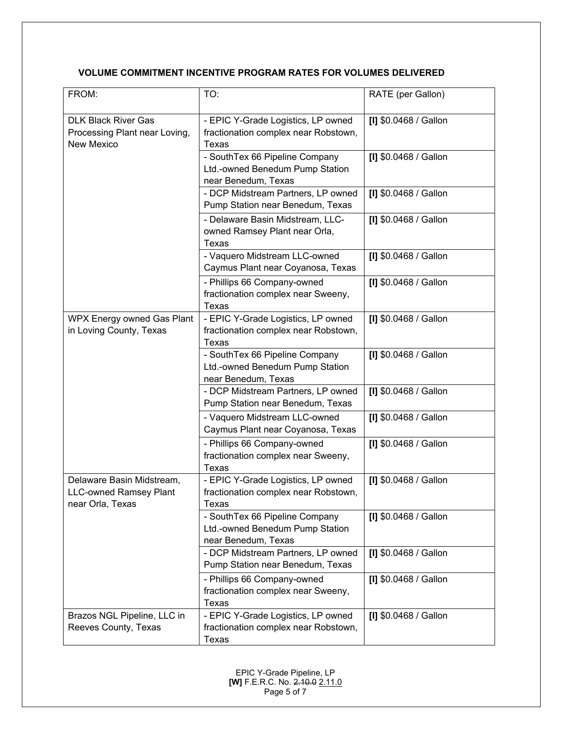**VOLUME COMMITMENT INCENTIVE PROGRAM RATES FOR VOLUMES DELIVERED**

| FROM: | TO: | RATE (per Gallon) |
|---|---|---|
| DLK Black River Gas Processing Plant near Loving, New Mexico | - EPIC Y-Grade Logistics, LP owned fractionation complex near Robstown, Texas | **[I]** $0.0468 / Gallon |
| | - SouthTex 66 Pipeline Company Ltd.-owned Benedum Pump Station near Benedum, Texas | **[I]** $0.0468 / Gallon |
| | - DCP Midstream Partners, LP owned Pump Station near Benedum, Texas | **[I]** $0.0468 / Gallon |
| | - Delaware Basin Midstream, LLC-owned Ramsey Plant near Orla, Texas | **[I]** $0.0468 / Gallon |
| | - Vaquero Midstream LLC-owned Caymus Plant near Coyanosa, Texas | **[I]** $0.0468 / Gallon |
| | - Phillips 66 Company-owned fractionation complex near Sweeny, Texas | **[I]** $0.0468 / Gallon |
| WPX Energy owned Gas Plant in Loving County, Texas | - EPIC Y-Grade Logistics, LP owned fractionation complex near Robstown, Texas | **[I]** $0.0468 / Gallon |
| | - SouthTex 66 Pipeline Company Ltd.-owned Benedum Pump Station near Benedum, Texas | **[I]** $0.0468 / Gallon |
| | - DCP Midstream Partners, LP owned Pump Station near Benedum, Texas | **[I]** $0.0468 / Gallon |
| | - Vaquero Midstream LLC-owned Caymus Plant near Coyanosa, Texas | **[I]** $0.0468 / Gallon |
| | - Phillips 66 Company-owned fractionation complex near Sweeny, Texas | **[I]** $0.0468 / Gallon |
| Delaware Basin Midstream, LLC-owned Ramsey Plant near Orla, Texas | - EPIC Y-Grade Logistics, LP owned fractionation complex near Robstown, Texas | **[I]** $0.0468 / Gallon |
| | - SouthTex 66 Pipeline Company Ltd.-owned Benedum Pump Station near Benedum, Texas | **[I]** $0.0468 / Gallon |
| | - DCP Midstream Partners, LP owned Pump Station near Benedum, Texas | **[I]** $0.0468 / Gallon |
| | - Phillips 66 Company-owned fractionation complex near Sweeny, Texas | **[I]** $0.0468 / Gallon |
| Brazos NGL Pipeline, LLC in Reeves County, Texas | - EPIC Y-Grade Logistics, LP owned fractionation complex near Robstown, Texas | **[I]** $0.0468 / Gallon |

EPIC Y-Grade Pipeline, LP
**[W]** F.E.R.C. No. ~~2.10.0~~ 2.11.0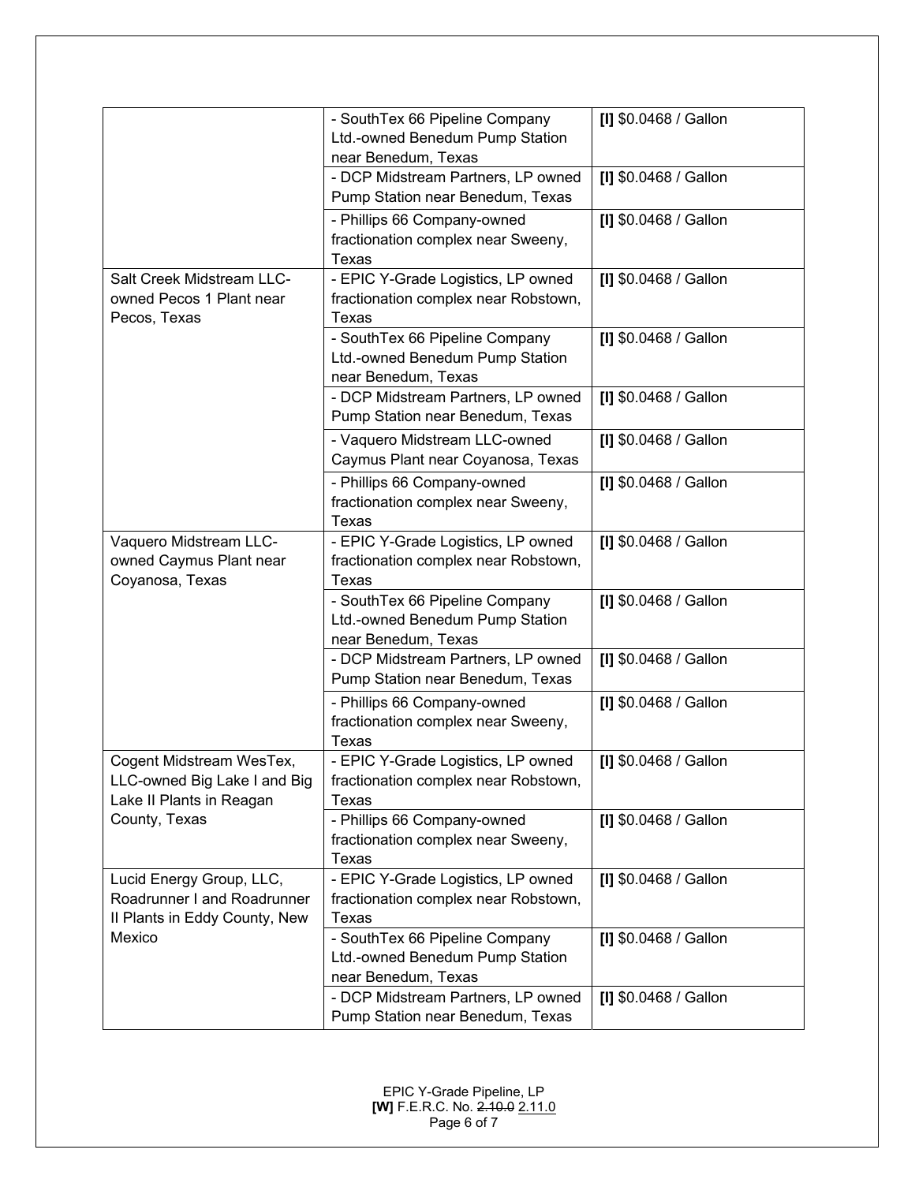| | | |
|---|---|---|
| | - SouthTex 66 Pipeline Company Ltd.-owned Benedum Pump Station near Benedum, Texas | **[I]** $0.0468 / Gallon |
| | - DCP Midstream Partners, LP owned Pump Station near Benedum, Texas | **[I]** $0.0468 / Gallon |
| | - Phillips 66 Company-owned fractionation complex near Sweeny, Texas | **[I]** $0.0468 / Gallon |
| Salt Creek Midstream LLC-owned Pecos 1 Plant near Pecos, Texas | - EPIC Y-Grade Logistics, LP owned fractionation complex near Robstown, Texas | **[I]** $0.0468 / Gallon |
| | - SouthTex 66 Pipeline Company Ltd.-owned Benedum Pump Station near Benedum, Texas | **[I]** $0.0468 / Gallon |
| | - DCP Midstream Partners, LP owned Pump Station near Benedum, Texas | **[I]** $0.0468 / Gallon |
| | - Vaquero Midstream LLC-owned Caymus Plant near Coyanosa, Texas | **[I]** $0.0468 / Gallon |
| | - Phillips 66 Company-owned fractionation complex near Sweeny, Texas | **[I]** $0.0468 / Gallon |
| Vaquero Midstream LLC-owned Caymus Plant near Coyanosa, Texas | - EPIC Y-Grade Logistics, LP owned fractionation complex near Robstown, Texas | **[I]** $0.0468 / Gallon |
| | - SouthTex 66 Pipeline Company Ltd.-owned Benedum Pump Station near Benedum, Texas | **[I]** $0.0468 / Gallon |
| | - DCP Midstream Partners, LP owned Pump Station near Benedum, Texas | **[I]** $0.0468 / Gallon |
| | - Phillips 66 Company-owned fractionation complex near Sweeny, Texas | **[I]** $0.0468 / Gallon |
| Cogent Midstream WesTex, LLC-owned Big Lake I and Big Lake II Plants in Reagan County, Texas | - EPIC Y-Grade Logistics, LP owned fractionation complex near Robstown, Texas | **[I]** $0.0468 / Gallon |
| | - Phillips 66 Company-owned fractionation complex near Sweeny, Texas | **[I]** $0.0468 / Gallon |
| Lucid Energy Group, LLC, Roadrunner I and Roadrunner II Plants in Eddy County, New Mexico | - EPIC Y-Grade Logistics, LP owned fractionation complex near Robstown, Texas | **[I]** $0.0468 / Gallon |
| | - SouthTex 66 Pipeline Company Ltd.-owned Benedum Pump Station near Benedum, Texas | **[I]** $0.0468 / Gallon |
| | - DCP Midstream Partners, LP owned Pump Station near Benedum, Texas | **[I]** $0.0468 / Gallon |

EPIC Y-Grade Pipeline, LP
**[W]** F.E.R.C. No. ~~2.10.0~~ 2.11.0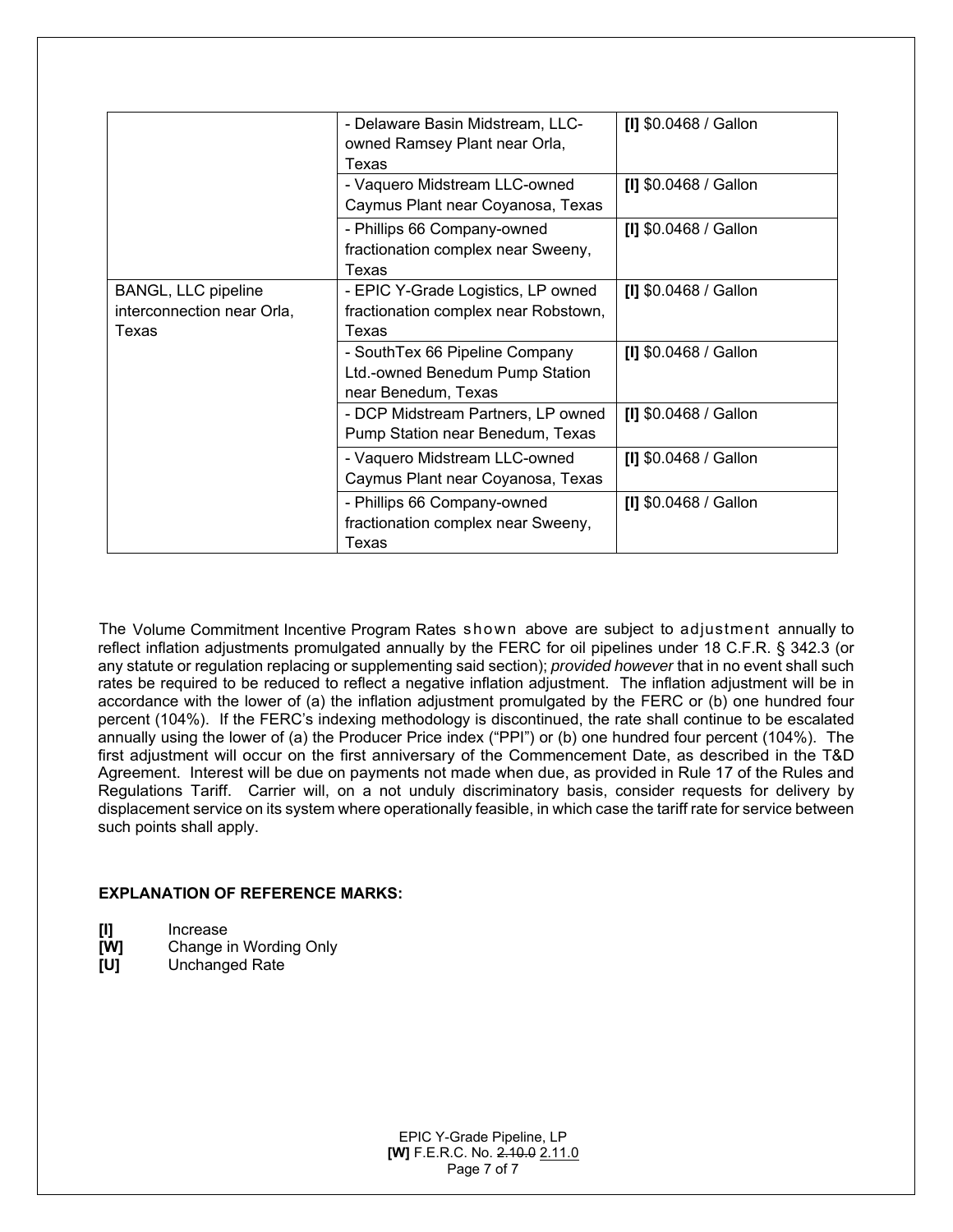| | | |
|---|---|---|
| | - Delaware Basin Midstream, LLC-owned Ramsey Plant near Orla, Texas | **[I]** $0.0468 / Gallon |
| | - Vaquero Midstream LLC-owned Caymus Plant near Coyanosa, Texas | **[I]** $0.0468 / Gallon |
| | - Phillips 66 Company-owned fractionation complex near Sweeny, Texas | **[I]** $0.0468 / Gallon |
| BANGL, LLC pipeline interconnection near Orla, Texas | - EPIC Y-Grade Logistics, LP owned fractionation complex near Robstown, Texas | **[I]** $0.0468 / Gallon |
| | - SouthTex 66 Pipeline Company Ltd.-owned Benedum Pump Station near Benedum, Texas | **[I]** $0.0468 / Gallon |
| | - DCP Midstream Partners, LP owned Pump Station near Benedum, Texas | **[I]** $0.0468 / Gallon |
| | - Vaquero Midstream LLC-owned Caymus Plant near Coyanosa, Texas | **[I]** $0.0468 / Gallon |
| | - Phillips 66 Company-owned fractionation complex near Sweeny, Texas | **[I]** $0.0468 / Gallon |

The Volume Commitment Incentive Program Rates shown above are subject to adjustment annually to reflect inflation adjustments promulgated annually by the FERC for oil pipelines under 18 C.F.R. § 342.3 (or any statute or regulation replacing or supplementing said section); *provided however* that in no event shall such rates be required to be reduced to reflect a negative inflation adjustment. The inflation adjustment will be in accordance with the lower of (a) the inflation adjustment promulgated by the FERC or (b) one hundred four percent (104%). If the FERC's indexing methodology is discontinued, the rate shall continue to be escalated annually using the lower of (a) the Producer Price index ("PPI") or (b) one hundred four percent (104%). The first adjustment will occur on the first anniversary of the Commencement Date, as described in the T&D Agreement. Interest will be due on payments not made when due, as provided in Rule 17 of the Rules and Regulations Tariff. Carrier will, on a not unduly discriminatory basis, consider requests for delivery by displacement service on its system where operationally feasible, in which case the tariff rate for service between such points shall apply.

**EXPLANATION OF REFERENCE MARKS:**

**[I]** Increase
**[W]** Change in Wording Only
**[U]** Unchanged Rate

EPIC Y-Grade Pipeline, LP
**[W]** F.E.R.C. No. ~~2.10.0~~ 2.11.0